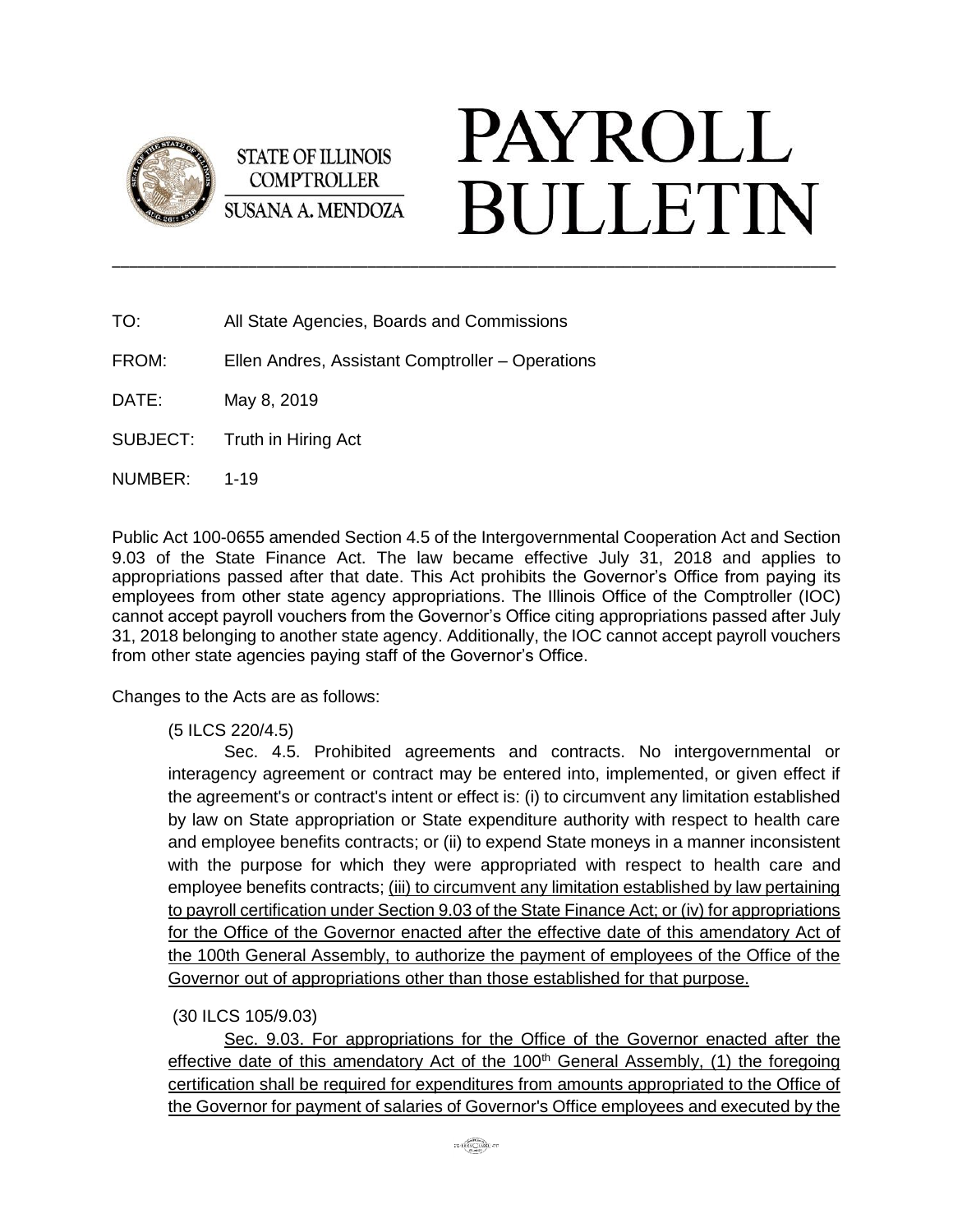STATE OF ILLINOIS
COMPTROLLER
SUSANA A. MENDOZA

# PAYROLL BULLETIN

---

TO: All State Agencies, Boards and Commissions

FROM: Ellen Andres, Assistant Comptroller – Operations

DATE: May 8, 2019

SUBJECT: Truth in Hiring Act

NUMBER: 1-19

Public Act 100-0655 amended Section 4.5 of the Intergovernmental Cooperation Act and Section 9.03 of the State Finance Act. The law became effective July 31, 2018 and applies to appropriations passed after that date. This Act prohibits the Governor's Office from paying its employees from other state agency appropriations. The Illinois Office of the Comptroller (IOC) cannot accept payroll vouchers from the Governor's Office citing appropriations passed after July 31, 2018 belonging to another state agency. Additionally, the IOC cannot accept payroll vouchers from other state agencies paying staff of the Governor's Office.

Changes to the Acts are as follows:

(5 ILCS 220/4.5)

Sec. 4.5. Prohibited agreements and contracts. No intergovernmental or interagency agreement or contract may be entered into, implemented, or given effect if the agreement's or contract's intent or effect is: (i) to circumvent any limitation established by law on State appropriation or State expenditure authority with respect to health care and employee benefits contracts; or (ii) to expend State moneys in a manner inconsistent with the purpose for which they were appropriated with respect to health care and employee benefits contracts; <u>(iii) to circumvent any limitation established by law pertaining to payroll certification under Section 9.03 of the State Finance Act; or (iv) for appropriations for the Office of the Governor enacted after the effective date of this amendatory Act of the 100th General Assembly, to authorize the payment of employees of the Office of the Governor out of appropriations other than those established for that purpose.</u>

(30 ILCS 105/9.03)

<u>Sec. 9.03. For appropriations for the Office of the Governor enacted after the effective date of this amendatory Act of the 100th General Assembly, (1) the foregoing certification shall be required for expenditures from amounts appropriated to the Office of the Governor for payment of salaries of Governor's Office employees and executed by the</u>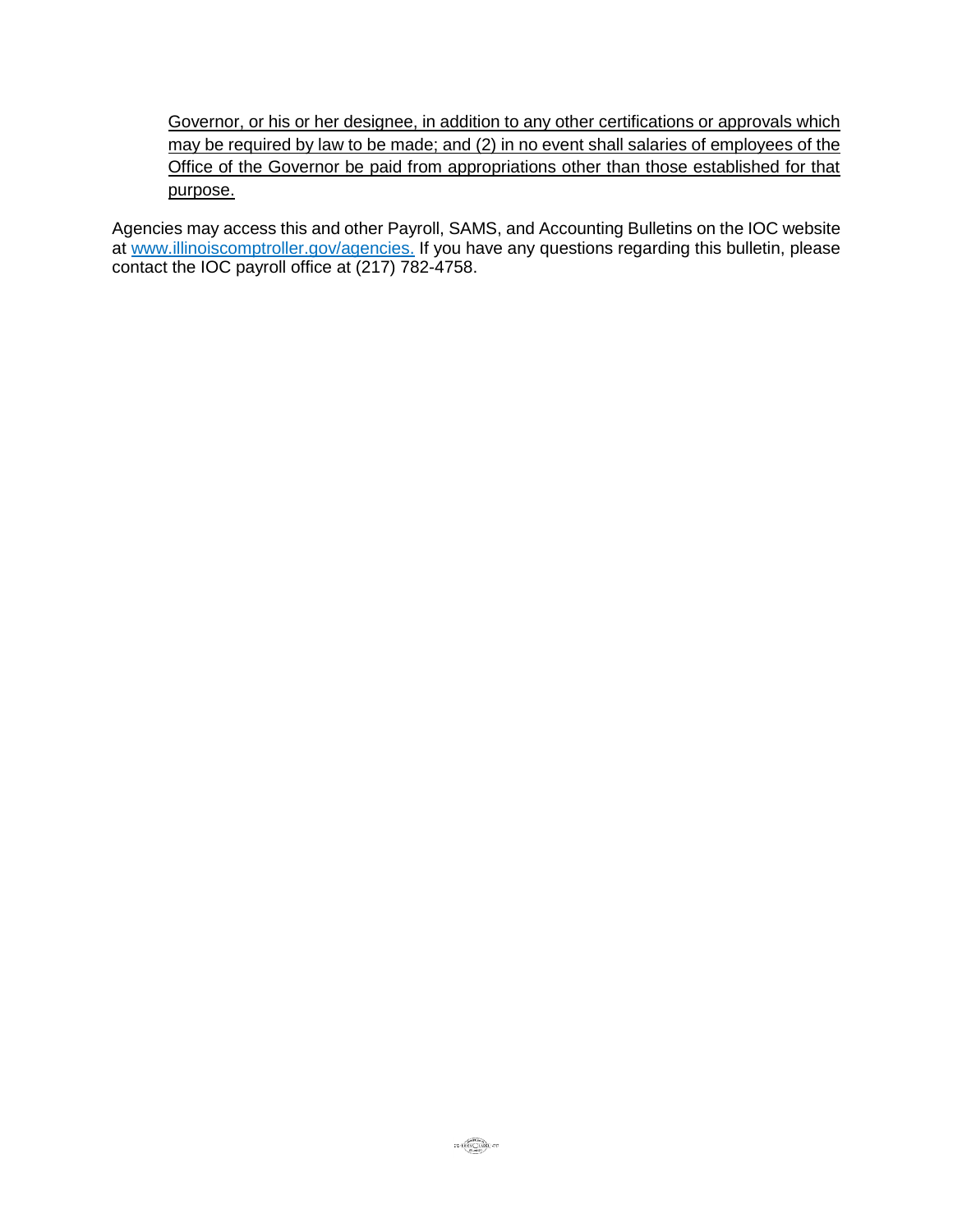Governor, or his or her designee, in addition to any other certifications or approvals which may be required by law to be made; and (2) in no event shall salaries of employees of the Office of the Governor be paid from appropriations other than those established for that purpose.

Agencies may access this and other Payroll, SAMS, and Accounting Bulletins on the IOC website at www.illinoiscomptroller.gov/agencies. If you have any questions regarding this bulletin, please contact the IOC payroll office at (217) 782-4758.